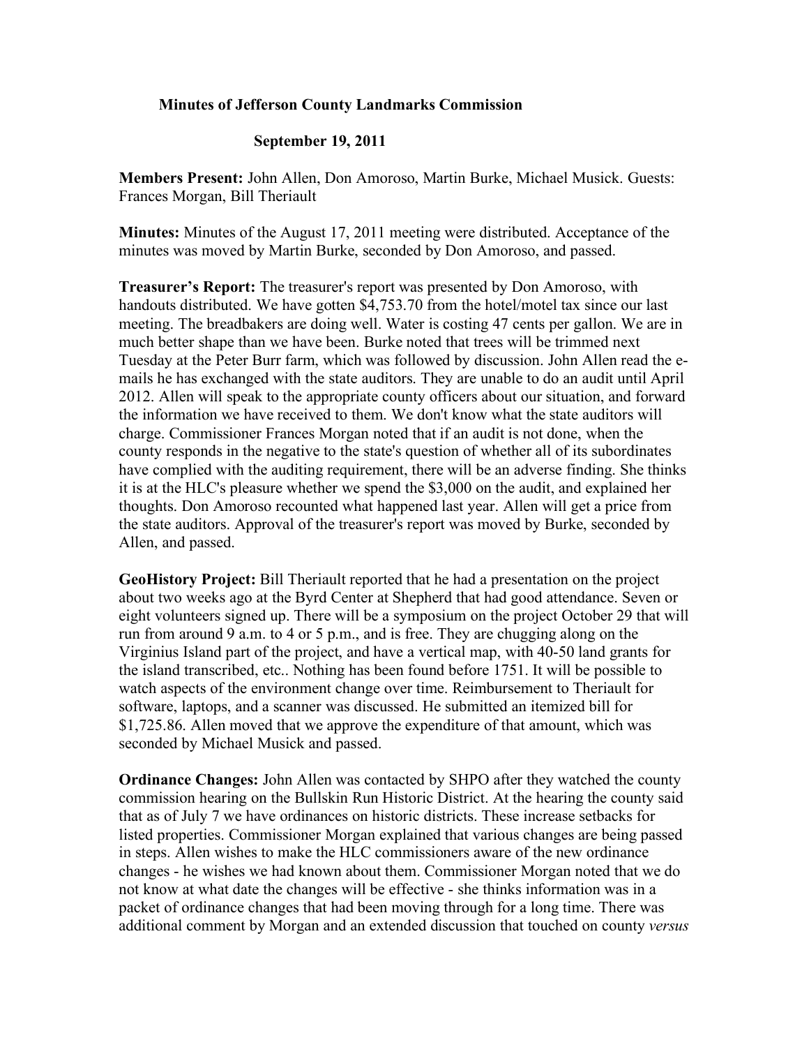**Minutes of Jefferson County Landmarks Commission**

**September 19, 2011**

**Members Present:** John Allen, Don Amoroso, Martin Burke, Michael Musick. Guests: Frances Morgan, Bill Theriault

**Minutes:** Minutes of the August 17, 2011 meeting were distributed. Acceptance of the minutes was moved by Martin Burke, seconded by Don Amoroso, and passed.

**Treasurer's Report:** The treasurer's report was presented by Don Amoroso, with handouts distributed. We have gotten $4,753.70 from the hotel/motel tax since our last meeting. The breadbakers are doing well. Water is costing 47 cents per gallon. We are in much better shape than we have been. Burke noted that trees will be trimmed next Tuesday at the Peter Burr farm, which was followed by discussion. John Allen read the e-mails he has exchanged with the state auditors. They are unable to do an audit until April 2012. Allen will speak to the appropriate county officers about our situation, and forward the information we have received to them. We don't know what the state auditors will charge. Commissioner Frances Morgan noted that if an audit is not done, when the county responds in the negative to the state's question of whether all of its subordinates have complied with the auditing requirement, there will be an adverse finding. She thinks it is at the HLC's pleasure whether we spend the $3,000 on the audit, and explained her thoughts. Don Amoroso recounted what happened last year. Allen will get a price from the state auditors. Approval of the treasurer's report was moved by Burke, seconded by Allen, and passed.

**GeoHistory Project:** Bill Theriault reported that he had a presentation on the project about two weeks ago at the Byrd Center at Shepherd that had good attendance. Seven or eight volunteers signed up. There will be a symposium on the project October 29 that will run from around 9 a.m. to 4 or 5 p.m., and is free. They are chugging along on the Virginius Island part of the project, and have a vertical map, with 40-50 land grants for the island transcribed, etc.. Nothing has been found before 1751. It will be possible to watch aspects of the environment change over time. Reimbursement to Theriault for software, laptops, and a scanner was discussed. He submitted an itemized bill for $1,725.86. Allen moved that we approve the expenditure of that amount, which was seconded by Michael Musick and passed.

**Ordinance Changes:** John Allen was contacted by SHPO after they watched the county commission hearing on the Bullskin Run Historic District. At the hearing the county said that as of July 7 we have ordinances on historic districts. These increase setbacks for listed properties. Commissioner Morgan explained that various changes are being passed in steps. Allen wishes to make the HLC commissioners aware of the new ordinance changes - he wishes we had known about them. Commissioner Morgan noted that we do not know at what date the changes will be effective - she thinks information was in a packet of ordinance changes that had been moving through for a long time. There was additional comment by Morgan and an extended discussion that touched on county *versus*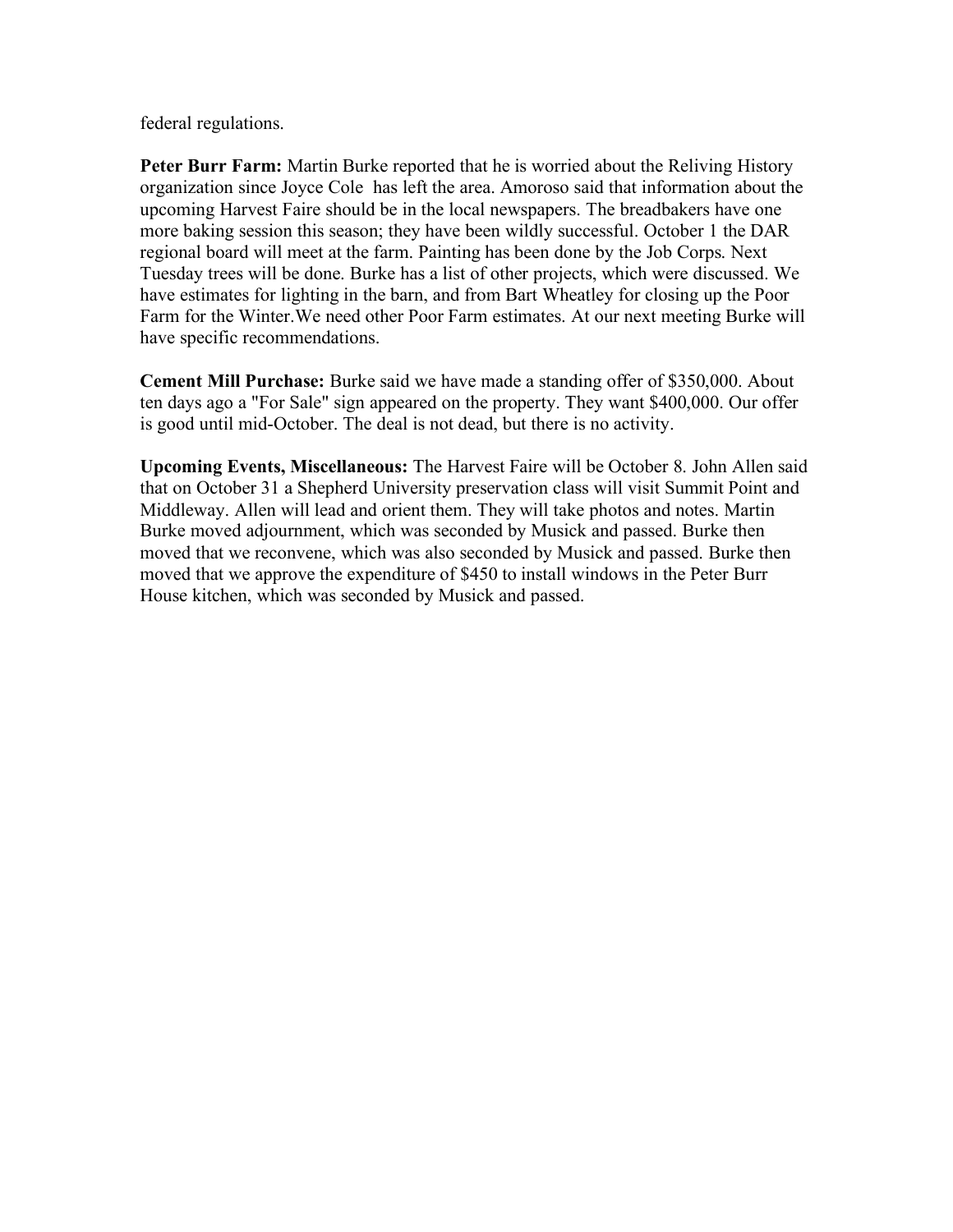federal regulations.

**Peter Burr Farm:** Martin Burke reported that he is worried about the Reliving History organization since Joyce Cole has left the area. Amoroso said that information about the upcoming Harvest Faire should be in the local newspapers. The breadbakers have one more baking session this season; they have been wildly successful. October 1 the DAR regional board will meet at the farm. Painting has been done by the Job Corps. Next Tuesday trees will be done. Burke has a list of other projects, which were discussed. We have estimates for lighting in the barn, and from Bart Wheatley for closing up the Poor Farm for the Winter.We need other Poor Farm estimates. At our next meeting Burke will have specific recommendations.

**Cement Mill Purchase:** Burke said we have made a standing offer of $350,000. About ten days ago a "For Sale" sign appeared on the property. They want $400,000. Our offer is good until mid-October. The deal is not dead, but there is no activity.

**Upcoming Events, Miscellaneous:** The Harvest Faire will be October 8. John Allen said that on October 31 a Shepherd University preservation class will visit Summit Point and Middleway. Allen will lead and orient them. They will take photos and notes. Martin Burke moved adjournment, which was seconded by Musick and passed. Burke then moved that we reconvene, which was also seconded by Musick and passed. Burke then moved that we approve the expenditure of $450 to install windows in the Peter Burr House kitchen, which was seconded by Musick and passed.